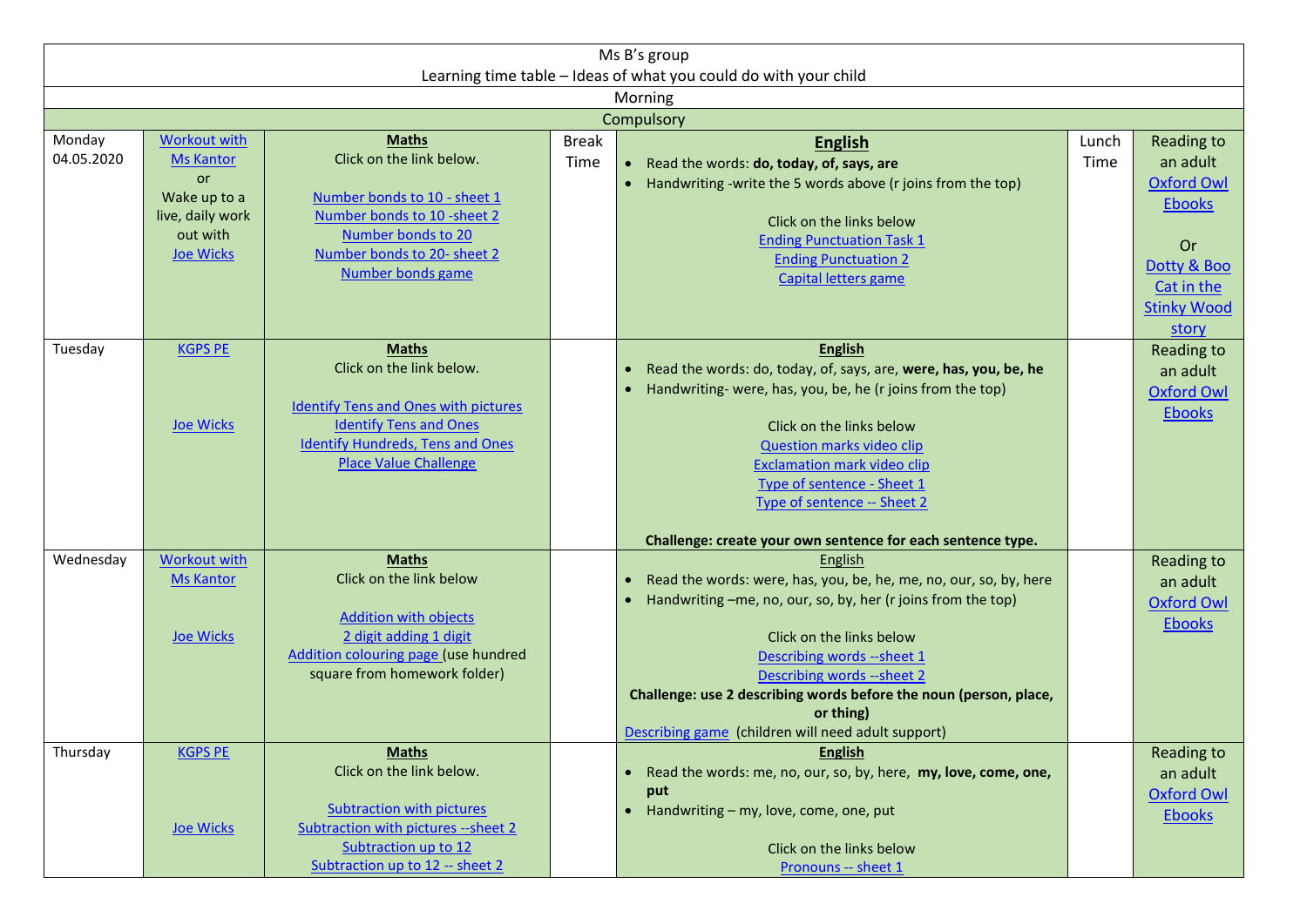Ms B's group

Learning time table – Ideas of what you could do with your child

Morning

Compulsory

| | | | | | | |
|---|---|---|---|---|---|---|
| Monday 04.05.2020 | Workout with Ms Kantor or Wake up to a live, daily work out with Joe Wicks | **Maths** Click on the link below. Number bonds to 10 - sheet 1 Number bonds to 10 -sheet 2 Number bonds to 20 Number bonds to 20- sheet 2 Number bonds game | Break Time | **English** • Read the words: **do, today, of, says, are** • Handwriting -write the 5 words above (r joins from the top) Click on the links below Ending Punctuation Task 1 Ending Punctuation 2 Capital letters game | Lunch Time | Reading to an adult Oxford Owl Ebooks Or Dotty & Boo Cat in the Stinky Wood story |
| Tuesday | KGPS PE Joe Wicks | **Maths** Click on the link below. Identify Tens and Ones with pictures Identify Tens and Ones Identify Hundreds, Tens and Ones Place Value Challenge | | **English** • Read the words: do, today, of, says, are, **were, has, you, be, he** • Handwriting- were, has, you, be, he (r joins from the top) Click on the links below Question marks video clip Exclamation mark video clip Type of sentence - Sheet 1 Type of sentence -- Sheet 2 **Challenge: create your own sentence for each sentence type.** | | Reading to an adult Oxford Owl Ebooks |
| Wednesday | Workout with Ms Kantor Joe Wicks | **Maths** Click on the link below Addition with objects 2 digit adding 1 digit Addition colouring page (use hundred square from homework folder) | | English • Read the words: were, has, you, be, he, me, no, our, so, by, here • Handwriting –me, no, our, so, by, her (r joins from the top) Click on the links below Describing words --sheet 1 Describing words --sheet 2 **Challenge: use 2 describing words before the noun (person, place, or thing)** Describing game (children will need adult support) | | Reading to an adult Oxford Owl Ebooks |
| Thursday | KGPS PE Joe Wicks | **Maths** Click on the link below. Subtraction with pictures Subtraction with pictures --sheet 2 Subtraction up to 12 Subtraction up to 12 -- sheet 2 | | **English** • Read the words: me, no, our, so, by, here, **my, love, come, one, put** • Handwriting – my, love, come, one, put Click on the links below Pronouns -- sheet 1 | | Reading to an adult Oxford Owl Ebooks |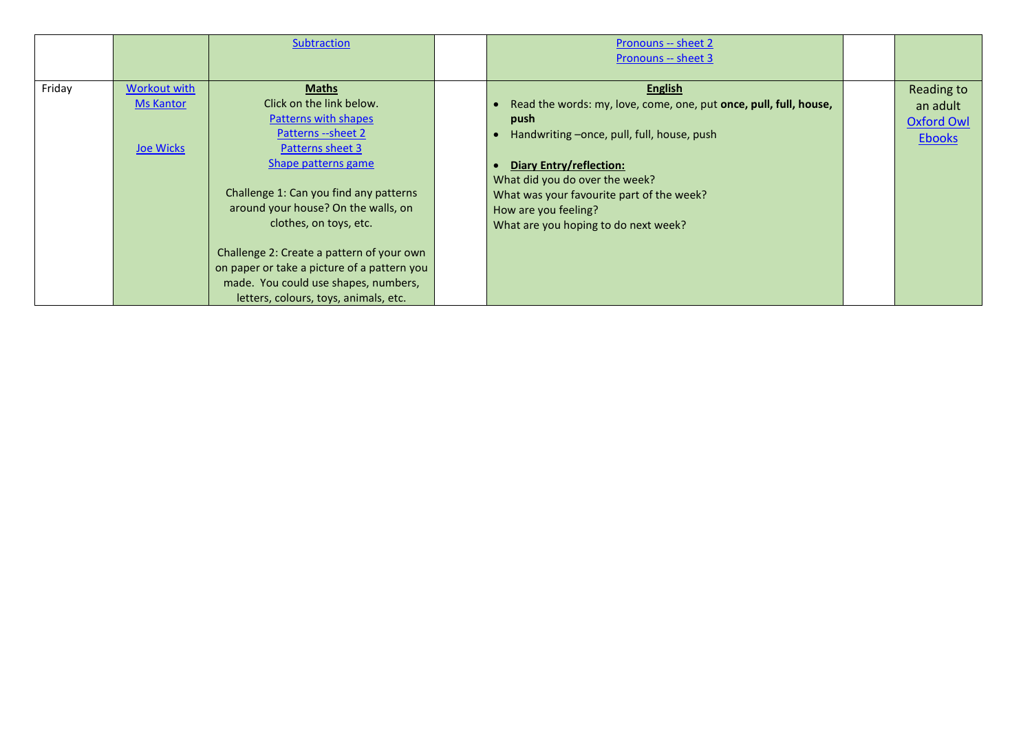| | | | | | | |
|---|---|---|---|---|---|---|
| | | Subtraction | | Pronouns -- sheet 2<br>Pronouns -- sheet 3 | | |
| Friday | Workout with Ms Kantor<br><br>Joe Wicks | **Maths**<br>Click on the link below.<br>Patterns with shapes<br>Patterns --sheet 2<br>Patterns sheet 3<br>Shape patterns game<br><br>Challenge 1: Can you find any patterns around your house? On the walls, on clothes, on toys, etc.<br><br>Challenge 2: Create a pattern of your own on paper or take a picture of a pattern you made. You could use shapes, numbers, letters, colours, toys, animals, etc. | | **English**<br>• Read the words: my, love, come, one, put **once, pull, full, house, push**<br>• Handwriting –once, pull, full, house, push<br><br>• **Diary Entry/reflection:**<br>What did you do over the week?<br>What was your favourite part of the week?<br>How are you feeling?<br>What are you hoping to do next week? | | Reading to an adult<br>Oxford Owl Ebooks |